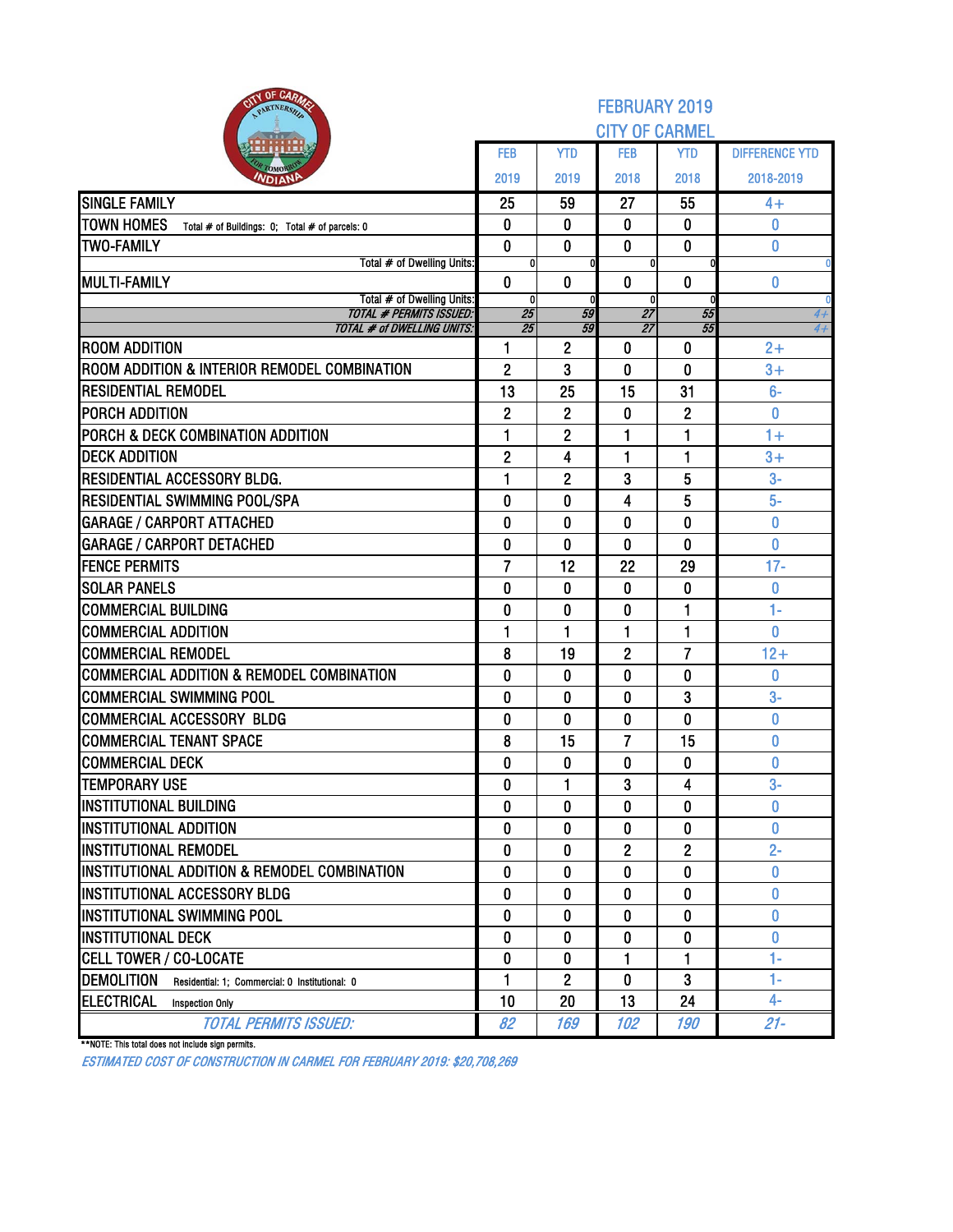# FEBRUARY 2019
## CITY OF CARMEL

| | FEB 2019 | YTD 2019 | FEB 2018 | YTD 2018 | DIFFERENCE YTD 2018-2019 |
|---|---|---|---|---|---|
| SINGLE FAMILY | 25 | 59 | 27 | 55 | 4+ |
| TOWN HOMES Total # of Buildings: 0; Total # of parcels: 0 | 0 | 0 | 0 | 0 | 0 |
| TWO-FAMILY | 0 | 0 | 0 | 0 | 0 |
| Total # of Dwelling Units: | 0 | 0 | 0 | 0 | 0 |
| MULTI-FAMILY | 0 | 0 | 0 | 0 | 0 |
| Total # of Dwelling Units: | 0 | 0 | 0 | 0 | 0 |
| *TOTAL # PERMITS ISSUED:* | *25* | *59* | *27* | *55* | *4+* |
| *TOTAL # of DWELLING UNITS:* | *25* | *59* | *27* | *55* | *4+* |
| ROOM ADDITION | 1 | 2 | 0 | 0 | 2+ |
| ROOM ADDITION & INTERIOR REMODEL COMBINATION | 2 | 3 | 0 | 0 | 3+ |
| RESIDENTIAL REMODEL | 13 | 25 | 15 | 31 | 6- |
| PORCH ADDITION | 2 | 2 | 0 | 2 | 0 |
| PORCH & DECK COMBINATION ADDITION | 1 | 2 | 1 | 1 | 1+ |
| DECK ADDITION | 2 | 4 | 1 | 1 | 3+ |
| RESIDENTIAL ACCESSORY BLDG. | 1 | 2 | 3 | 5 | 3- |
| RESIDENTIAL SWIMMING POOL/SPA | 0 | 0 | 4 | 5 | 5- |
| GARAGE / CARPORT ATTACHED | 0 | 0 | 0 | 0 | 0 |
| GARAGE / CARPORT DETACHED | 0 | 0 | 0 | 0 | 0 |
| FENCE PERMITS | 7 | 12 | 22 | 29 | 17- |
| SOLAR PANELS | 0 | 0 | 0 | 0 | 0 |
| COMMERCIAL BUILDING | 0 | 0 | 0 | 1 | 1- |
| COMMERCIAL ADDITION | 1 | 1 | 1 | 1 | 0 |
| COMMERCIAL REMODEL | 8 | 19 | 2 | 7 | 12+ |
| COMMERCIAL ADDITION & REMODEL COMBINATION | 0 | 0 | 0 | 0 | 0 |
| COMMERCIAL SWIMMING POOL | 0 | 0 | 0 | 3 | 3- |
| COMMERCIAL ACCESSORY BLDG | 0 | 0 | 0 | 0 | 0 |
| COMMERCIAL TENANT SPACE | 8 | 15 | 7 | 15 | 0 |
| COMMERCIAL DECK | 0 | 0 | 0 | 0 | 0 |
| TEMPORARY USE | 0 | 1 | 3 | 4 | 3- |
| INSTITUTIONAL BUILDING | 0 | 0 | 0 | 0 | 0 |
| INSTITUTIONAL ADDITION | 0 | 0 | 0 | 0 | 0 |
| INSTITUTIONAL REMODEL | 0 | 0 | 2 | 2 | 2- |
| INSTITUTIONAL ADDITION & REMODEL COMBINATION | 0 | 0 | 0 | 0 | 0 |
| INSTITUTIONAL ACCESSORY BLDG | 0 | 0 | 0 | 0 | 0 |
| INSTITUTIONAL SWIMMING POOL | 0 | 0 | 0 | 0 | 0 |
| INSTITUTIONAL DECK | 0 | 0 | 0 | 0 | 0 |
| CELL TOWER / CO-LOCATE | 0 | 0 | 1 | 1 | 1- |
| DEMOLITION Residential: 1; Commercial: 0 Institutional: 0 | 1 | 2 | 0 | 3 | 1- |
| ELECTRICAL Inspection Only | 10 | 20 | 13 | 24 | 4- |
| *TOTAL PERMITS ISSUED:* | *82* | *169* | *102* | *190* | *21-* |

**NOTE: This total does not include sign permits.

*ESTIMATED COST OF CONSTRUCTION IN CARMEL FOR FEBRUARY 2019: $20,708,269*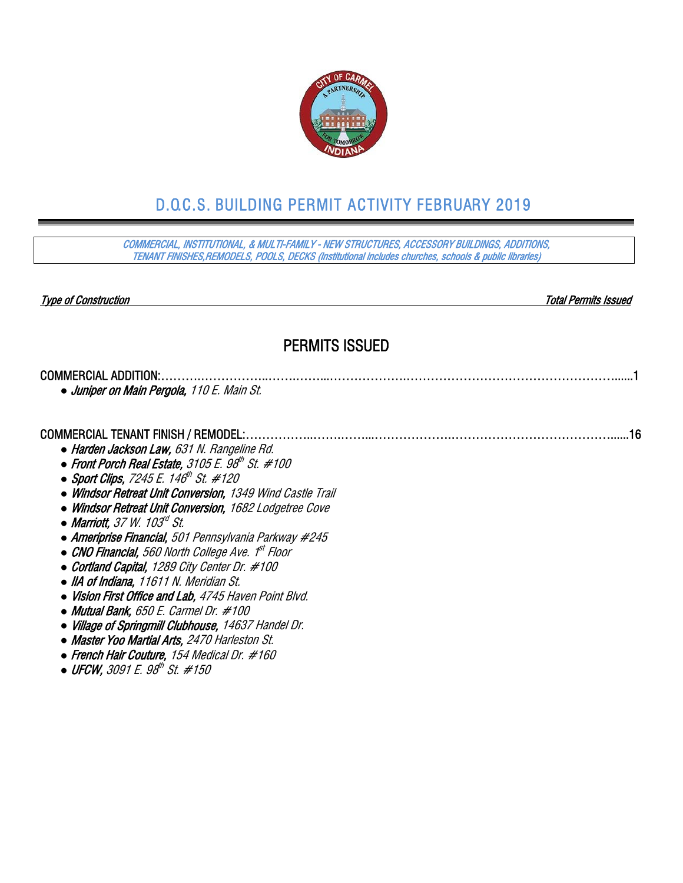# D.O.C.S. BUILDING PERMIT ACTIVITY FEBRUARY 2019

*COMMERCIAL, INSTITUTIONAL, & MULTI-FAMILY - NEW STRUCTURES, ACCESSORY BUILDINGS, ADDITIONS, TENANT FINISHES,REMODELS, POOLS, DECKS (Institutional includes churches, schools & public libraries)*

*Type of Construction* — *Total Permits Issued*

## PERMITS ISSUED

COMMERCIAL ADDITION:……………………………………………………………………………………………………1

- ***Juniper on Main Pergola,*** *110 E. Main St.*

COMMERCIAL TENANT FINISH / REMODEL:…………………………………………………………………………………16

- ***Harden Jackson Law,*** *631 N. Rangeline Rd.*
- ***Front Porch Real Estate,*** *3105 E. 98th St. #100*
- ***Sport Clips,*** *7245 E. 146th St. #120*
- ***Windsor Retreat Unit Conversion,*** *1349 Wind Castle Trail*
- ***Windsor Retreat Unit Conversion,*** *1682 Lodgetree Cove*
- ***Marriott,*** *37 W. 103rd St.*
- ***Ameriprise Financial,*** *501 Pennsylvania Parkway #245*
- ***CNO Financial,*** *560 North College Ave. 1st Floor*
- ***Cortland Capital,*** *1289 City Center Dr. #100*
- ***IIA of Indiana,*** *11611 N. Meridian St.*
- ***Vision First Office and Lab,*** *4745 Haven Point Blvd.*
- ***Mutual Bank,*** *650 E. Carmel Dr. #100*
- ***Village of Springmill Clubhouse,*** *14637 Handel Dr.*
- ***Master Yoo Martial Arts,*** *2470 Harleston St.*
- ***French Hair Couture,*** *154 Medical Dr. #160*
- ***UFCW,*** *3091 E. 98th St. #150*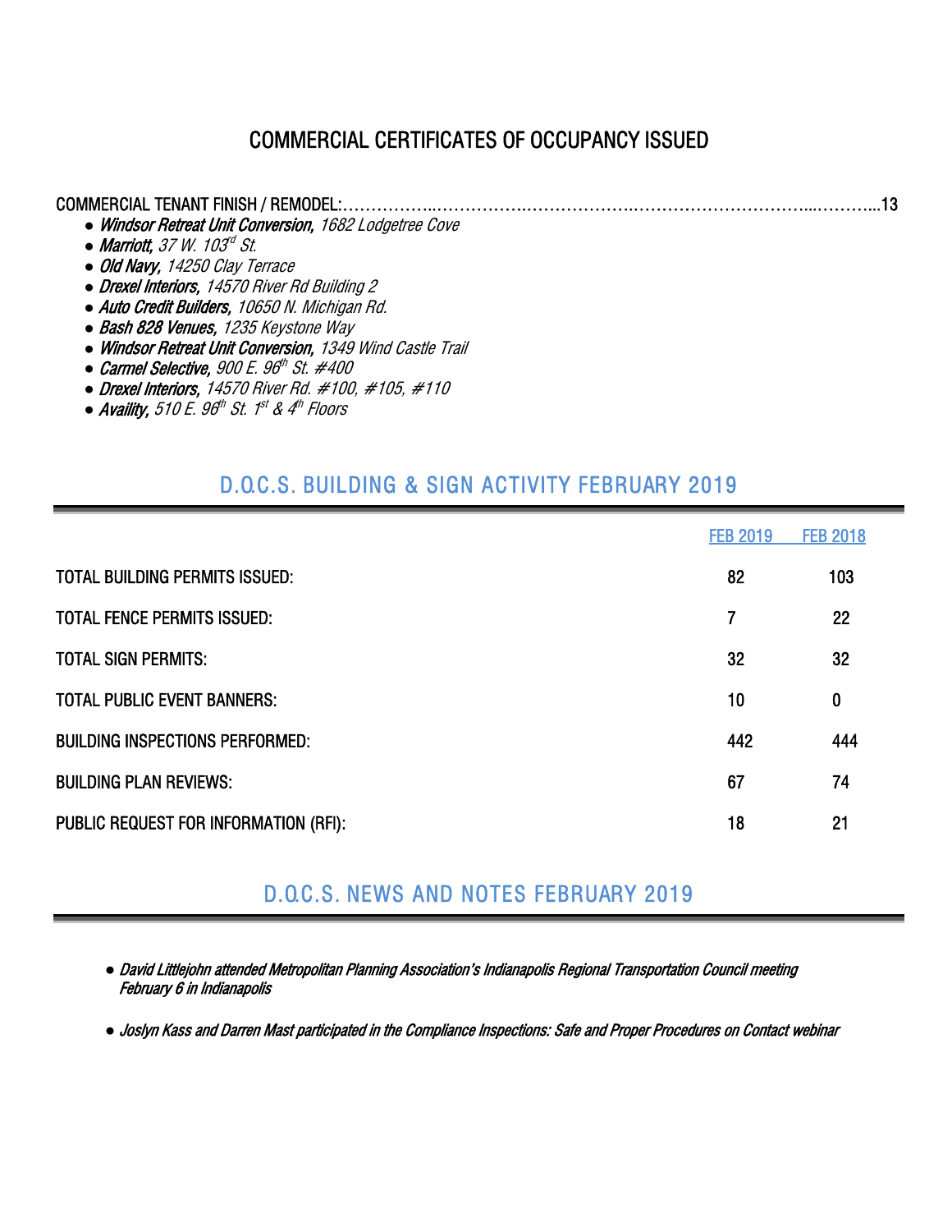## COMMERCIAL CERTIFICATES OF OCCUPANCY ISSUED

COMMERCIAL TENANT FINISH / REMODEL:……………..……………..………………..……………………….....………...13

- ***Windsor Retreat Unit Conversion,*** *1682 Lodgetree Cove*
- ***Marriott,*** *37 W. 103rd St.*
- ***Old Navy,*** *14250 Clay Terrace*
- ***Drexel Interiors,*** *14570 River Rd Building 2*
- ***Auto Credit Builders,*** *10650 N. Michigan Rd.*
- ***Bash 828 Venues,*** *1235 Keystone Way*
- ***Windsor Retreat Unit Conversion,*** *1349 Wind Castle Trail*
- ***Carmel Selective,*** *900 E. 96th St. #400*
- ***Drexel Interiors,*** *14570 River Rd. #100, #105, #110*
- ***Availity,*** *510 E. 96th St. 1st & 4th Floors*

## D.O.C.S. BUILDING & SIGN ACTIVITY FEBRUARY 2019

| | FEB 2019 | FEB 2018 |
|---|---|---|
| TOTAL BUILDING PERMITS ISSUED: | 82 | 103 |
| TOTAL FENCE PERMITS ISSUED: | 7 | 22 |
| TOTAL SIGN PERMITS: | 32 | 32 |
| TOTAL PUBLIC EVENT BANNERS: | 10 | 0 |
| BUILDING INSPECTIONS PERFORMED: | 442 | 444 |
| BUILDING PLAN REVIEWS: | 67 | 74 |
| PUBLIC REQUEST FOR INFORMATION (RFI): | 18 | 21 |

## D.O.C.S. NEWS AND NOTES FEBRUARY 2019

- *David Littlejohn attended Metropolitan Planning Association's Indianapolis Regional Transportation Council meeting February 6 in Indianapolis*
- *Joslyn Kass and Darren Mast participated in the Compliance Inspections: Safe and Proper Procedures on Contact webinar*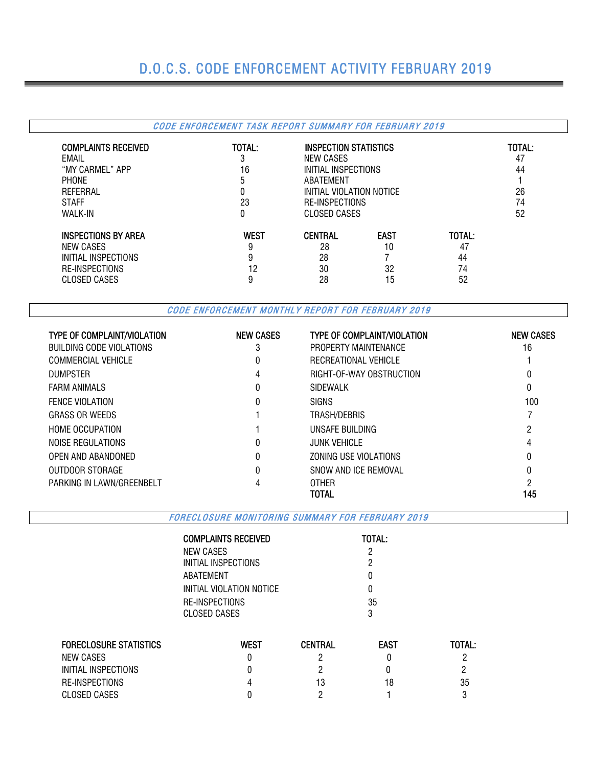# D.O.C.S. CODE ENFORCEMENT ACTIVITY FEBRUARY 2019

## *CODE ENFORCEMENT TASK REPORT SUMMARY FOR FEBRUARY 2019*

| COMPLAINTS RECEIVED | TOTAL: | INSPECTION STATISTICS | TOTAL: |
|---|---|---|---|
| EMAIL | 3 | NEW CASES | 47 |
| "MY CARMEL" APP | 16 | INITIAL INSPECTIONS | 44 |
| PHONE | 5 | ABATEMENT | 1 |
| REFERRAL | 0 | INITIAL VIOLATION NOTICE | 26 |
| STAFF | 23 | RE-INSPECTIONS | 74 |
| WALK-IN | 0 | CLOSED CASES | 52 |

| INSPECTIONS BY AREA | WEST | CENTRAL | EAST | TOTAL: |
|---|---|---|---|---|
| NEW CASES | 9 | 28 | 10 | 47 |
| INITIAL INSPECTIONS | 9 | 28 | 7 | 44 |
| RE-INSPECTIONS | 12 | 30 | 32 | 74 |
| CLOSED CASES | 9 | 28 | 15 | 52 |

## *CODE ENFORCEMENT MONTHLY REPORT FOR FEBRUARY 2019*

| TYPE OF COMPLAINT/VIOLATION | NEW CASES | TYPE OF COMPLAINT/VIOLATION | NEW CASES |
|---|---|---|---|
| BUILDING CODE VIOLATIONS | 3 | PROPERTY MAINTENANCE | 16 |
| COMMERCIAL VEHICLE | 0 | RECREATIONAL VEHICLE | 1 |
| DUMPSTER | 4 | RIGHT-OF-WAY OBSTRUCTION | 0 |
| FARM ANIMALS | 0 | SIDEWALK | 0 |
| FENCE VIOLATION | 0 | SIGNS | 100 |
| GRASS OR WEEDS | 1 | TRASH/DEBRIS | 7 |
| HOME OCCUPATION | 1 | UNSAFE BUILDING | 2 |
| NOISE REGULATIONS | 0 | JUNK VEHICLE | 4 |
| OPEN AND ABANDONED | 0 | ZONING USE VIOLATIONS | 0 |
| OUTDOOR STORAGE | 0 | SNOW AND ICE REMOVAL | 0 |
| PARKING IN LAWN/GREENBELT | 4 | OTHER | 2 |
| | | **TOTAL** | **145** |

## *FORECLOSURE MONITORING SUMMARY FOR FEBRUARY 2019*

| COMPLAINTS RECEIVED | TOTAL: |
|---|---|
| NEW CASES | 2 |
| INITIAL INSPECTIONS | 2 |
| ABATEMENT | 0 |
| INITIAL VIOLATION NOTICE | 0 |
| RE-INSPECTIONS | 35 |
| CLOSED CASES | 3 |

| FORECLOSURE STATISTICS | WEST | CENTRAL | EAST | TOTAL: |
|---|---|---|---|---|
| NEW CASES | 0 | 2 | 0 | 2 |
| INITIAL INSPECTIONS | 0 | 2 | 0 | 2 |
| RE-INSPECTIONS | 4 | 13 | 18 | 35 |
| CLOSED CASES | 0 | 2 | 1 | 3 |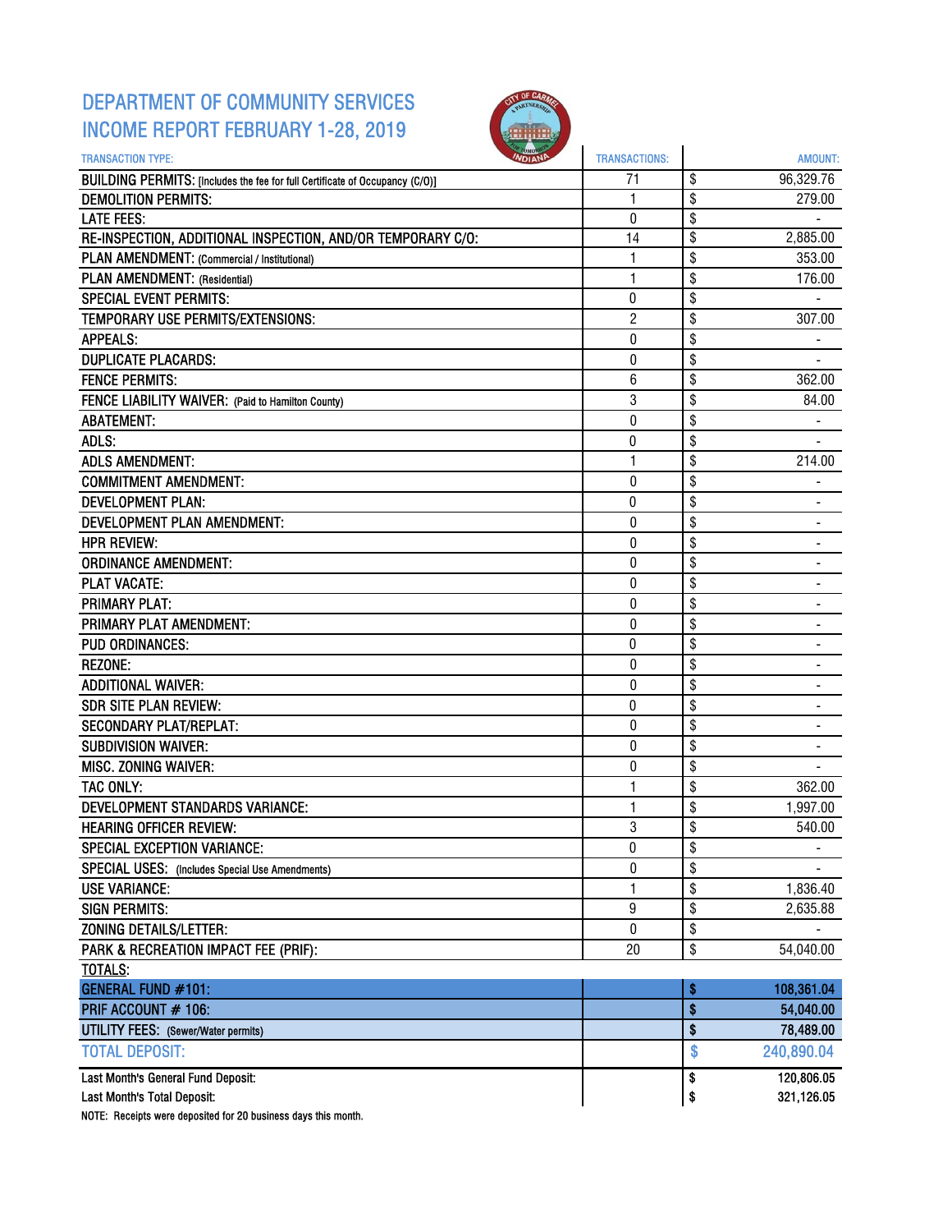# DEPARTMENT OF COMMUNITY SERVICES
# INCOME REPORT FEBRUARY 1-28, 2019

| TRANSACTION TYPE: | TRANSACTIONS: | AMOUNT: |
|---|---|---|
| BUILDING PERMITS: [Includes the fee for full Certificate of Occupancy (C/O)] | 71 | $ 96,329.76 |
| DEMOLITION PERMITS: | 1 | $ 279.00 |
| LATE FEES: | 0 | $ - |
| RE-INSPECTION, ADDITIONAL INSPECTION, AND/OR TEMPORARY C/O: | 14 | $ 2,885.00 |
| PLAN AMENDMENT: (Commercial / Institutional) | 1 | $ 353.00 |
| PLAN AMENDMENT: (Residential) | 1 | $ 176.00 |
| SPECIAL EVENT PERMITS: | 0 | $ - |
| TEMPORARY USE PERMITS/EXTENSIONS: | 2 | $ 307.00 |
| APPEALS: | 0 | $ - |
| DUPLICATE PLACARDS: | 0 | $ - |
| FENCE PERMITS: | 6 | $ 362.00 |
| FENCE LIABILITY WAIVER: (Paid to Hamilton County) | 3 | $ 84.00 |
| ABATEMENT: | 0 | $ - |
| ADLS: | 0 | $ - |
| ADLS AMENDMENT: | 1 | $ 214.00 |
| COMMITMENT AMENDMENT: | 0 | $ - |
| DEVELOPMENT PLAN: | 0 | $ - |
| DEVELOPMENT PLAN AMENDMENT: | 0 | $ - |
| HPR REVIEW: | 0 | $ - |
| ORDINANCE AMENDMENT: | 0 | $ - |
| PLAT VACATE: | 0 | $ - |
| PRIMARY PLAT: | 0 | $ - |
| PRIMARY PLAT AMENDMENT: | 0 | $ - |
| PUD ORDINANCES: | 0 | $ - |
| REZONE: | 0 | $ - |
| ADDITIONAL WAIVER: | 0 | $ - |
| SDR SITE PLAN REVIEW: | 0 | $ - |
| SECONDARY PLAT/REPLAT: | 0 | $ - |
| SUBDIVISION WAIVER: | 0 | $ - |
| MISC. ZONING WAIVER: | 0 | $ - |
| TAC ONLY: | 1 | $ 362.00 |
| DEVELOPMENT STANDARDS VARIANCE: | 1 | $ 1,997.00 |
| HEARING OFFICER REVIEW: | 3 | $ 540.00 |
| SPECIAL EXCEPTION VARIANCE: | 0 | $ - |
| SPECIAL USES: (Includes Special Use Amendments) | 0 | $ - |
| USE VARIANCE: | 1 | $ 1,836.40 |
| SIGN PERMITS: | 9 | $ 2,635.88 |
| ZONING DETAILS/LETTER: | 0 | $ - |
| PARK & RECREATION IMPACT FEE (PRIF): | 20 | $ 54,040.00 |
| TOTALS: | | |
| **GENERAL FUND #101:** | | **$ 108,361.04** |
| **PRIF ACCOUNT # 106:** | | **$ 54,040.00** |
| **UTILITY FEES: (Sewer/Water permits)** | | **$ 78,489.00** |
| **TOTAL DEPOSIT:** | | **$ 240,890.04** |
| Last Month's General Fund Deposit: | | $ 120,806.05 |
| Last Month's Total Deposit: | | $ 321,126.05 |

NOTE: Receipts were deposited for 20 business days this month.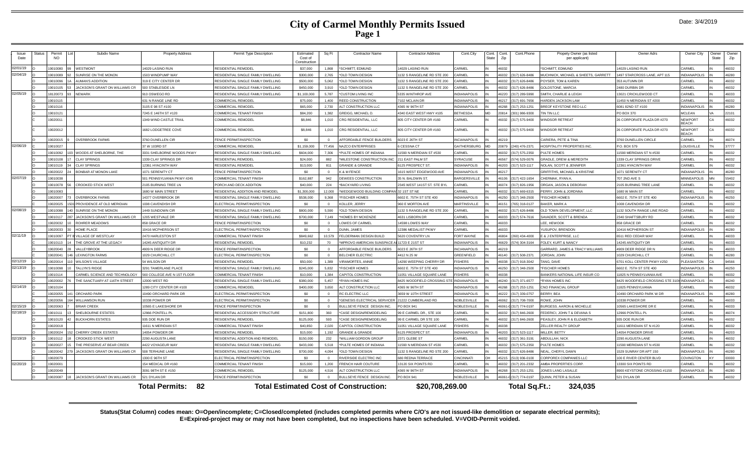# City of Carmel Monthly Permits Issued

Date: 3/4/2019

| Issue Date | Status | Permit NO | Lot | Subdiv Name | Property Address | Permit Type Description | Estimated Cost of Construction | Sq Ft | Contractor Name | Contractor Address | Cont.City | Cont. State | Cont. Zip | Cont.Phone | Propety Owner (as listed per applicant) | Owner Adrs | Owner City | Owner State | Owner Zip |
|---|---|---|---|---|---|---|---|---|---|---|---|---|---|---|---|---|---|---|---|
| 02/01/19 | O | 19010080 | 99 | WESTMONT | 14029 LASINO RUN | RESIDENTIAL REMODEL | $37,000 | 1,868 | *SCHMITT, EDMUND | 14029 LASINO RUN | CARMEL | IN | 46032 | | *SCHMITT, EDMUND | 14029 LASINO RUN | CARMEL | IN | 46032 |
| 02/04/19 | O | 19010089 | 92 | SUNRISE ON THE MONON | 1503 WINDPUMP WAY | RESIDENTIAL SINGLE FAMILY DWELLING | $300,000 | 2,765 | *OLD TOWN DESIGN | 1132 S RANGELINE RD STE 200 | CARMEL | IN | 46032 | (317) 626-8486 | MUCHNICK, MICHAEL & SHEETS, GARRETT | 1497 STARCROSS LANE, APT 115 | INDIANAPOLIS | IN | 46280 |
| | O | 19010096 | 1A | AUMAN'S ADDITION | 319 E CITY CENTER DR | RESIDENTIAL SINGLE FAMILY DWELLING | $500,000 | 5,062 | *OLD TOWN DESIGN | 1132 S RANGELINE RD STE 200 | CARMEL | IN | 46032 | (317) 626-8486 | POYSER, TOM & KAREN | 353 AUTUMN DR | CARMEL | IN | 46032 |
| | O | 19010105 | 53 | JACKSON'S GRANT ON WILLIAMS CR | 500 STABLESIDE LN | RESIDENTIAL SINGLE FAMILY DWELLING | $450,000 | 3,910 | *OLD TOWN DESIGN | 1132 S RANGELINE RD STE 200 | CARMEL | IN | 46032 | (317) 626-8486 | GOLDSTONE, MARCIA | 2480 DURBIN DR | CARMEL | IN | 46032 |
| 02/05/19 | O | 18120073 | 93 | NEWARK | 910 OSWEGO RD | RESIDENTIAL SINGLE FAMILY DWELLING | $1,100,000 | 5,787 | *CUSTOM LIVING INC | 5335 WINTHROP AVE | INDIANAPOLIS | IN | 46220 | (317) 289-5990 | SMITH, CHARLIE & LEIGH | 13021 CRICKLEWOOD CT | CARMEL | IN | 46033 |
| | O | 19010115 | | | 531 N RANGE LINE RD | COMMERCIAL REMODEL | $75,000 | 1,400 | REED CONSTRUCTION | 7102 MCLAIN DR | INDIANAPOLIS | IN | 46217 | (317) 691-7656 | HARDEN JACKSON LAW | 11450 N MERIDIAN ST #200 | CARMEL | IN | 46032 |
| | O | 19010116 | | | 3105 E 98 ST #100 | COMMERCIAL REMODEL | $65,000 | 2,730 | ALT CONSTRUCTION LLC | 4365 W 96TH ST | INDIANAPOLIS | IN | 46268 | (317) 253-1251 | BREOF KEYSTONE REO LLC | 6081 82ND ST #100 | INDIANAPOLIS | IN | 46280 |
| | O | 19010121 | | | 7245 E 146TH ST #120 | COMMERCIAL TENANT FINISH | $84,200 | 1,382 | GREIGG, MICHAEL D. | 4340 EAST WEST HWY #105 | BETHESDA | MD | 20814 | (301) 986-9300 | TIN TIN LLC | PO BOX 370 | MCLEAN | VA | 22101 |
| | C | 19020011 | | | 1349 WIND CASTLE TRAIL | COMMERCIAL REMODEL | $8,846 | 1,010 | CRG RESIDENTIAL, LLC | 805 CITY CENTER DR #160 | CARMEL | IN | 46032 | (317) 575-9400 | WINDSOR RETREAT | 26 CORPORATE PLAZA DR #270 | NEWPORT BEACH | CA | 46032 |
| | C | 19020012 | | | 1682 LODGETREE COVE | COMMERCIAL REMODEL | $8,846 | 1,010 | CRG RESIDENTIAL, LLC | 805 CITY CENTER DR #160 | CARMEL | IN | 46032 | (317) 575-9400 | WINDSOR RETREAT | 26 CORPORATE PLAZA DR #270 | NEWPORT BEACH | CA | 46032 |
| | O | 19020015 | 9 | OVERBROOK FARMS | 3760 DUNELLEN CIR | FENCE PERMIT/INSPECTION | $0 | 0 | AFFORDABLE FENCE BUILDERS | 6023 E 26TH ST | INCIANAPOLIS | IN | 46219 | | CARIERA, PETE & TINA | 3760 DUNELLEN CIRCLE | CARMEL | IN | 46074 |
| 02/06/19 | C | 19010027 | | | 37 W 103RD ST | COMMERCIAL REMODEL | $1,159,000 | 77,456 | NAZCO ENTERPRISES | 6 CESSNA CT | GAITHERSBURG | MD | 20879 | (240) 476-2371 | HOSPITALITY PROPERTIES INC. | P.O. BOX 579 | LOUISVILLE | TN | 37777 |
| | O | 19010092 | 103 | WOODS AT SHELBORNE, THE | 3331 SHELBORNE WOODS PKWY | RESIDENTIAL SINGLE FAMILY DWELLING | $604,000 | 7,306 | *PULTE HOMES OF INDIANA | 11590 N MERIDIAN ST #530 | CARMEL | IN | 46032 | (317) 575-2350 | PULTE HOMES | 11590 MERIDIAN ST N #530 | CARMEL | IN | 46032 |
| | O | 19010108 | 17 | CLAY SPRINGS | 1339 CLAY SPRINGS DR | RESIDENTIAL REMODEL | $24,000 | 882 | *MILESTONE CONSTRUCTION INC | 211 EAST PALM ST | SYRACUSE | IN | 46567 | (574) 529-0076 | GRADLE, DREW & MEREDITH | 1339 CLAY SPRINGS DRIVE | CARMEL | IN | 46032 |
| | O | 19010119 | 34 | CLAY SPRINGS | 12361 HYACINTH WAY | RESIDENTIAL REMODEL | $13,000 | 811 | GRANDE & GRANDE | 6125 PROSPECT ST. | INDIANAPOLIS | IN | 46203 | (317) 523-1117 | NOLAN, SCOTT & JENNIFER | 12361 HYACINTH WAY | CARMEL | IN | 46032 |
| | O | 19020022 | 24 | BONBAR AT MONON LAKE | 1071 SERENITY CT | FENCE PERMIT/INSPECTION | $0 | 0 | K & M FENCE | 1615 WEST EDGEWOOD AVE | INDIANAPOLIS | IN | 46217 | | GRIFFITHS, MICHAEL & KRISTINE | 1071 SERENITY CT | INDIANAPOLIS | IN | 46280 |
| 02/07/19 | O | 19010038 | | | 501 PENNSYLVANIA PKWY #245 | COMMERCIAL TENANT FINISH | $162,887 | 942 | DEWEES CONSTRUCTION | 35 N. BALDWIN ST. | BARGERSVILLE | IN | 46106 | (317) 422-1654 | CHERMAK, RYAN A. | 707 2ND AVE S | MINNEAPOLIS | MN | 55402 |
| | O | 19010078 | 56 | CROOKED STICK WEST | 2105 BURNING TREE LN | PORCH AND DECK ADDITION | $40,000 | 224 | *BACKYARD LIVING | 2345 WEST 141ST ST. STE BYL | CARMEL | IN | 46074 | (317) 826-1956 | ORGAN, JASON & DEBORAH | 2105 BURNING TREE LANE | CARMEL | IN | 46032 |
| | O | 19010083 | | | 1680 W MAIN STREET | RESIDENTIAL ADDITION AND REMODEL | $1,300,000 | 12,000 | *WEDGWOOD BUILDING COMPANY | 32 1ST ST NE | CARMEL | IN | 46032 | (317) 669-6315 | PERRY, JOHN & JORDNNA | 1680 W MAIN ST | CARMEL | IN | 46032 |
| | O | 19020007 | 73 | OVERBROOK FARMS | 14377 OVERBROOK DR | RESIDENTIAL SINGLE FAMILY DWELLING | $538,000 | 9,368 | *FISCHER HOMES | 6602 E. 75TH ST STE 400 | INDIANAPOLIS | IN | 46250 | (317) 348-2500 | *FISCHER HOMES | 6602 E. 75TH ST STE 400 | INDIANAPOLIS | IN | 46250 |
| | O | 19020025 | 1501 | PROVIDENCE AT OLD MERIDIAN | 1008 CAVENDISH DR | ELECTRICAL PERMIT/INSPECTION | $0 | 0 | KOLLER, JERRY | 960 E MORTON AVE | MARTINSVILLE | IN | 46151 | (765) 318-0127 | BAKER, MARK A | 1008 CAVENDISH DR | CARMEL | IN | 46032 |
| 02/08/19 | O | 19010088 | 140 | SUNRISE ON THE MONON | 1449 SUNDOWN CIR | RESIDENTIAL SINGLE FAMILY DWELLING | $800,000 | 5,500 | *OLD TOWN DESIGN | 1132 S RANGELINE RD STE 200 | CARMEL | IN | 46032 | (317) 626-8486 | OLD TOWN DEVELOPMENT, LLC | 1132 SOUTH RANGE LINE ROAD | CARMEL | IN | 46032 |
| | O | 19010117 | 287 | JACKSON'S GRANT ON WILLIAMS CR | 1205 WESTVALE DR | RESIDENTIAL SINGLE FAMILY DWELLING | $700,000 | 7,149 | *HOMES BY MCKENZIE | 4631 LISBORN DR | CARMEL | IN | 46033 | (317) 574-7616 | SAVADER, SCOTT & BRENDA | 2340 SHAFTSBURY RD | CARMEL | IN | 46032 |
| | O | 19020032 | 10 | ROHRER MEADOWS | 858 GRACE DR | FENCE PERMIT/INSPECTION | $0 | 0 | LOWES OF CARMEL | 14598 LOWES WAY | CARMEL | IN | 46033 | | LEE, HEWOOK | 858 GRACE DR | CARMEL | IN | 46032 |
| | O | 19020033 | 30 | HOME PLACE | 10416 MCPHERSON ST | ELECTRICAL PERMIT/INSPECTION | $0 | 0 | DUNN, JAMES | 12386 MEDALIST PKWY | CARMEL | IN | 46033 | | YUSUPOV, BRENDON | 10416 MCPHERSON ST | INDIANAPOLIS | IN | 46280 |
| 02/11/19 | O | 19010097 | PT B | VILLAGE OF WESTCLAY | 2470 HARLESTON ST | COMMERCIAL TENANT FINISH | $849,662 | 10,579 | FELDERMAN DESIGN BUILD | 5620 COVENTRY LN | FORT WAYNE | IN | 46804 | (260) 434-4000 | E & J ENTERPRISE, LLC | 6511 RED CEDAR WAY | CARMEL | IN | 46033 |
| | C | 19010113 | 14 | THE GROVE AT THE LEGACY | 14245 ANTIQUITY DR | RESIDENTIAL REMODEL | $10,232 | 70 | *MPROVO AMERICAN SUNSPACE A | 11723 E 21ST ST | INDIANAPOLIS | IN | 46229 | (574) 304-3164 | FOLEY, KURT & NANCY | 14245 ANTIQUITY DR | CARMEL | IN | 46033 |
| | O | 19020040 | 28 | VALLEYBROOK | 4909 N DEER RIDGE DR | FENCE PERMIT/INSPECTION | $0 | 0 | AFFORDABLE FENCE BUILDERS | 6023 E 26TH ST | INCIANAPOLIS | IN | 46219 | | GARRARD, JAMES & TRACY WILLIAMS | 4909 DEER RIDGE DR N | CARMEL | IN | 46033 |
| | O | 19020041 | 146 | LEXINGTON FARMS | 1029 CHURCHILL CT | ELECTRICAL PERMIT/INSPECTION | $0 | 0 | BELCHER ELECTRIC | 4412 N 25 W | GREENFIELD | IN | 46140 | (317) 508-2371 | JORDAN, JOHN | 1029 CHURCHILL CT | CARMEL | IN | 46280 |
| 02/12/19 | O | 19020014 | 110 | WILSON'S VILLAGE | 54 WILSON DR | RESIDENTIAL REMODEL | $50,000 | 1,389 | VIRAMORTES, ANNIE | 14290 WEEPING CHERRY DR | FISHERS | IN | 46038 | (317) 918-3042 | TANG, DAVE | 6701 KOLL CENTER PKWY #250 | PLEASANTON | CA | 94566 |
| 02/13/19 | O | 19010098 | 10 | TALLYN'S RIDGE | 3291 TAMERLANE PLACE | RESIDENTIAL SINGLE FAMILY DWELLING | $245,000 | 5,832 | *FISCHER HOMES | 6602 E. 75TH ST STE 400 | INDIANAPOLIS | IN | 46250 | (317) 348-2500 | *FISCHER HOMES | 6602 E. 75TH ST STE 400 | INDIANAPOLIS | IN | 46250 |
| | O | 19010114 | | CARMEL SCIENCE AND TECHNOLOGY | 560 COLLEGE AVE N 1ST FLOOR | COMMERCIAL TENANT FINISH | $10,000 | 1,384 | CAPITOL CONSTRUCTION | 11051 VILLAGE SQUARE LANE | FISHERS | IN | 46038 | | BANKERS NATIONAL LIFE INSUR CO | 11825 N PENNSYLVANIA AVE | CARMEL | IN | 46032 |
| | O | 19020002 | 76 | THE SANCTUARY AT 116TH STREET | 12000 WEST RD | RESIDENTIAL SINGLE FAMILY DWELLING | $380,000 | 5,457 | *RYAN HOMES INC | 8425 WOODFIELD CROSSING STE | INDIANAPOLIS | IN | 46240 | (317) 371-6577 | *RYAN HOMES INC | 8425 WOODFIELD CROSSING STE 310W | INDIANAPOLIS | IN | 46240 |
| 02/14/19 | O | 19010104 | | | 1289 CITY CENTER DR #100 | COMMERCIAL REMODEL | $400,000 | 3,650 | ALT CONSTRUCTION LLC | 4365 W 96TH ST | INDIANAPOLIS | IN | 46268 | (317) 253-1251 | CNO FINANCIAL GROUP | 11825 PENNSYLVANIA | CARMEL | IN | 46032 |
| | O | 19020055 | 141 | ORCHARD PARK | 10490 ORCHARD PARK DR | ELECTRICAL PERMIT/INSPECTION | $0 | 0 | RC ELECTRIC LLC | 3659 W 10TH STREET | INDIANAPOLIS | IN | 46222 | (317) 339-0757 | BERRY, BEA | 10490 ORCHARD PARK W DR | INDIANAPOLIS | IN | 46280 |
| | O | 19020056 | 164 | WILLIAMSON RUN | 10338 POWER DR | ELECTRICAL PERMIT/INSPECTION | $0 | 0 | *GENESIS ELECTRICAL SERVICES | 21222 CUMBERLAND RD | NOBLESVILLE | IN | 46062 | (317) 708-7000 | ROWE, JOHN | 10338 POWER DR | CARMEL | IN | 46033 |
| 02/15/19 | O | 19020063 | 7 | BRIAR CREEK | 10565 E LAKESHORE DR | FENCE PERMIT/INSPECTION | $0 | 0 | BULLSEYE FENCE DESIGN INC. | PO BOX 941 | NOBLESVILLE | IN | 46061-0 | (317) 774-0197 | BURGESS, AARON & MICHELLE | 10565 LAKESHORE DR E | CARMEL | IN | 46033 |
| 02/18/19 | O | 19010111 | 13 | SHELBOURNE ESTATES | 12966 PONTELL PL | RESIDENTIAL ACCESSORY STRUCTURE | $151,800 | 360 | *CASE DESIGN/REMODELING | 99 E CARMEL DR., STE 100 | CARMEL | IN | 46032 | (317) 846-2600 | FEDERICI, JOHN T & DEVANA S | 12966 PONTELL PL | CARMEL | IN | 46074 |
| | O | 19010120 | 42 | BUCKHORN ESTATES | 935 DOE RUN DR | RESIDENTIAL REMODEL | $125,000 | 593 | *CASE DESIGN/REMODELING | 99 E CARMEL DR STE 100 | CARMEL | IN | 46032 | (317) 846-2600 | PEASLEY, JOHN R & ELIZABETH | 935 DOE RUN DR | CARMEL | IN | 46032 |
| | O | 19020018 | | | 11611 N MERIDIAN ST | COMMERCIAL TENANT FINISH | $40,850 | 2,020 | CAPITOL CONSTRUCTION | 11051 VILLAGE SQUARE LANE | FISHERS | IN | 46038 | | ZELLER REALTY GROUP | 11611 MERIDIAN ST N #120 | CARMEL | IN | 46032 |
| | O | 19020024 | 152 | CHERRY CREEK ESTATES | 14054 POWDER DR | RESIDENTIAL REMODEL | $15,000 | 1,192 | GRANDE & GRANDE | 6125 PROSPECT ST. | INDIANAPOLIS | IN | 46203 | (317) 523-1117 | MILLER, BETTY | 14054 POWDER DRIVE | CARMEL | IN | 46203 |
| 02/19/19 | O | 19010112 | 18 | CROOKED STICK WEST | 2290 AUGUSTA LANE | RESIDENTIAL ADDITION AND REMODEL | $150,000 | 232 | *WILLIAM GORDON GROUP | 2371 GLEBE ST | CARMEL | IN | 46032 | (317) 361-3191 | ABDULLAH, NICK | 2290 AUGUSTA LANE | CARMEL | IN | 46032 |
| | O | 19020027 | 15 | THE PRESERVE AT BEAR CREEK | 4422 VOYAGEUR WAY | RESIDENTIAL SINGLE FAMILY DWELLING | $433,000 | 5,518 | *PULTE HOMES OF INDIANA | 11590 N MERIDIAN ST #530 | CARMEL | IN | 46032 | (317) 575-2350 | PULTE HOMES | 11590 MERIDIAN ST N #530 | CARMEL | IN | 46032 |
| | C | 19020042 | 279 | JACKSON'S GRANT ON WILLIAMS CR | 508 TERHUNE LANE | RESIDENTIAL SINGLE FAMILY DWELLING | $700,000 | 4,094 | *OLD TOWN DESIGN | 1132 S RANGELINE RD STE 200 | CARMEL | IN | 46032 | (317) 626-8486 | NEAL, CHERYL DAWN | 1529 SUNRAY DR APT 150 | INDIANAPOLIS | IN | 46280 |
| | C | 19020079 | | | 1300 E 96TH ST | ELECTRICAL PERMIT/INSPECTION | $0 | 0 | RIVERSIDE ELECTRIC INC | 680 REDNA TERRACE | CINCINNATI | OH | 45215 | (513) 936-0100 | CORPOREX COMPANIES LLC | 100 E RIVER CENTER BLVD | COVINGTON | KY | 00000 |
| 02/20/19 | O | 19020001 | | | 154 MEDICAL DR #160 | COMMERCIAL TENANT FINISH | $15,000 | 1,200 | FRENCH HAIR COUTURE | 13120 SIX POINTS RD | CARMEL | IN | 46032 | (317) 201-2332 | AMBA PROPERTIES CORP. | 13300 SIX POINTS RD | CARMEL | IN | 46032 |
| | O | 19020049 | | | 3091 98TH ST E #150 | COMMERCIAL REMODEL | $125,000 | 4,516 | ALT CONSTRUCTION LLC | 4365 W 96TH ST | INDIANAPOLIS | IN | 46268 | (317) 253-1251 | JONES LANG LASALLE | 8900 KEYSTONE CROSSING #1150 | INDIANAPOLIS | IN | 46280 |
| | O | 19020087 | 18 | JACKSON'S GRANT ON WILLIAMS CR | 521 DYLAN DR | FENCE PERMIT/INSPECTION | $0 | 0 | BULLSEYE FENCE DESIGN INC. | PO BOX 941 | NOBLESVILLE | IN | 46061-0 | (317) 774-0197 | QUINN, PETER & SUSAN | 521 DYLAN DR | CARMEL | IN | 46032 |

**Total Permits: 82** **Total Estimated Cost of Construction: $20,708,269.00** **Total Sq.Ft.: 324,035**

**Status(Stat Column) codes mean: O=Open/incomplete; C=Closed/completed (includes completed permits where C/O's are not issued-like demolition or separate electrical permits); E=Expired-project may or may not have been completed, but no inspections have been scheduled. V=VOID-Permit voided.**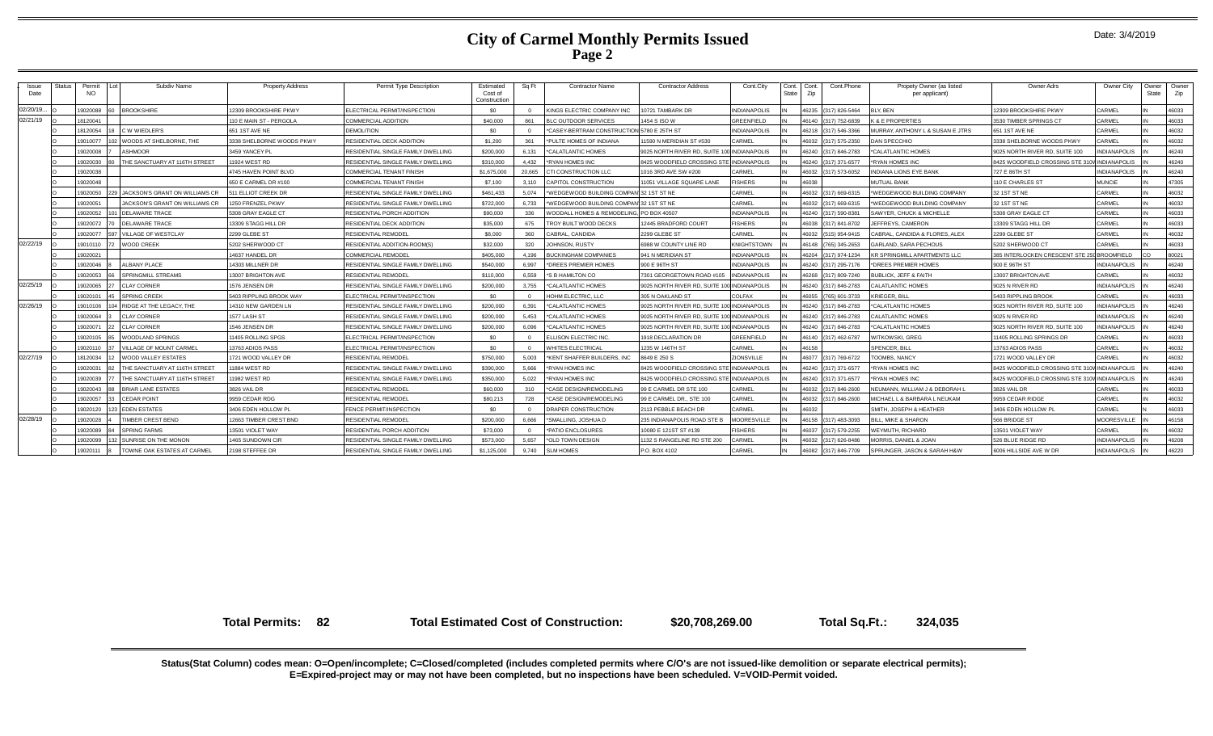# City of Carmel Monthly Permits Issued

## Page 2

Date: 3/4/2019

| Issue Date | Status | Permit NO | Lot | Subdiv Name | Property Address | Permit Type Description | Estimated Cost of Construction | Sq Ft | Contractor Name | Contractor Address | Cont.City | Cont. State | Cont. Zip | Cont.Phone | Propety Owner (as listed per applicant) | Owner Adrs | Owner City | Owner State | Owner Zip |
|---|---|---|---|---|---|---|---|---|---|---|---|---|---|---|---|---|---|---|---|
| 02/20/19... | O | 19020088 | 60 | BROOKSHIRE | 12309 BROOKSHIRE PKWY | ELECTRICAL PERMIT/INSPECTION | $0 | 0 | KINGS ELECTRIC COMPANY INC | 10721 TAMBARK DR | INDIANAPOLIS | IN | 46235 | (317) 826-5464 | BLY, BEN | 12309 BROOKSHIRE PKWY | CARMEL | IN | 46033 |
| 02/21/19 | O | 18120041 | | | 110 E MAIN ST - PERGOLA | COMMERCIAL ADDITION | $40,000 | 861 | BLC OUTDOOR SERVICES | 1454 S ISO W | GREENFIELD | IN | 46140 | (317) 752-6839 | K & E PROPERTIES | 3530 TIMBER SPRINGS CT | CARMEL | IN | 46033 |
| | O | 18120054 | 18 | C W WIEDLER'S | 651 1ST AVE NE | DEMOLITION | $0 | 0 | *CASEY-BERTRAM CONSTRUCTION | 5780 E 25TH ST | INDIANAPOLIS | IN | 46218 | (317) 546-3366 | MURRAY, ANTHONY L & SUSAN E JTRS | 651 1ST AVE NE | CARMEL | IN | 46032 |
| | O | 19010077 | 102 | WOODS AT SHELBORNE, THE | 3338 SHELBORNE WOODS PKWY | RESIDENTIAL DECK ADDITION | $1,200 | 361 | *PULTE HOMES OF INDIANA | 11590 N MERIDIAN ST #530 | CARMEL | IN | 46032 | (317) 575-2350 | DAN SPECCHIO | 3338 SHELBORNE WOODS PKWY | CARMEL | IN | 46032 |
| | O | 19020008 | 7 | ASHMOOR | 3459 YANCEY PL | RESIDENTIAL SINGLE FAMILY DWELLING | $200,000 | 6,131 | *CALATLANTIC HOMES | 9025 NORTH RIVER RD, SUITE 100 | INDIANAPOLIS | IN | 46240 | (317) 846-2783 | *CALATLANTIC HOMES | 9025 NORTH RIVER RD, SUITE 100 | INDIANAPOLIS | IN | 46240 |
| | O | 19020030 | 80 | THE SANCTUARY AT 116TH STREET | 11924 WEST RD | RESIDENTIAL SINGLE FAMILY DWELLING | $310,000 | 4,432 | *RYAN HOMES INC | 8425 WOODFIELD CROSSING STE | INDIANAPOLIS | IN | 46240 | (317) 371-6577 | *RYAN HOMES INC | 8425 WOODFIELD CROSSING STE 310W | INDIANAPOLIS | IN | 46240 |
| | O | 19020038 | | | 4745 HAVEN POINT BLVD | COMMERCIAL TENANT FINISH | $1,675,000 | 20,665 | CTI CONSTRUCTION LLC | 1016 3RD AVE SW #200 | CARMEL | IN | 46032 | (317) 573-6052 | INDIANA LIONS EYE BANK | 727 E 86TH ST | INDIANAPOLIS | IN | 46240 |
| | O | 19020048 | | | 650 E CARMEL DR #100 | COMMERCIAL TENANT FINISH | $7,100 | 3,110 | CAPITOL CONSTRUCTION | 11051 VILLAGE SQUARE LANE | FISHERS | IN | 46038 | | MUTUAL BANK | 110 E CHARLES ST | MUNCIE | IN | 47305 |
| | O | 19020050 | 229 | JACKSON'S GRANT ON WILLIAMS CR | 511 ELLIOT CREEK DR | RESIDENTIAL SINGLE FAMILY DWELLING | $461,433 | 5,074 | *WEDGEWOOD BUILDING COMPANY | 32 1ST ST NE | CARMEL | IN | 46032 | (317) 669-6315 | *WEDGEWOOD BUILDING COMPANY | 32 1ST ST NE | CARMEL | IN | 46032 |
| | O | 19020051 | | JACKSON'S GRANT ON WILLIAMS CR | 1250 FRENZEL PKWY | RESIDENTIAL SINGLE FAMILY DWELLING | $722,000 | 6,733 | *WEDGEWOOD BUILDING COMPANY | 32 1ST ST NE | CARMEL | IN | 46032 | (317) 669-6315 | *WEDGEWOOD BUILDING COMPANY | 32 1ST ST NE | CARMEL | IN | 46032 |
| | O | 19020052 | 101 | DELAWARE TRACE | 5308 GRAY EAGLE CT | RESIDENTIAL PORCH ADDITION | $90,000 | 336 | WOODALL HOMES & REMODELING, | PO BOX 40507 | INDIANAPOLIS | IN | 46240 | (317) 590-8381 | SAWYER, CHUCK & MICHELLE | 5308 GRAY EAGLE CT | CARMEL | IN | 46033 |
| | O | 19020072 | 70 | DELAWARE TRACE | 13309 STAGG HILL DR | RESIDENTIAL DECK ADDITION | $35,000 | 675 | TROY BUILT WOOD DECKS | 12445 BRADFORD COURT | FISHERS | IN | 46038 | (317) 841-8702 | JEFFREYS, CAMERON | 13309 STAGG HILL DR | CARMEL | IN | 46033 |
| | O | 19020077 | 597 | VILLAGE OF WESTCLAY | 2299 GLEBE ST | RESIDENTIAL REMODEL | $8,000 | 360 | CABRAL, CANDIDA | 2299 GLEBE ST | CARMEL | IN | 46032 | (515) 954-9415 | CABRAL, CANDIDA & FLORES, ALEX | 2299 GLEBE ST | CARMEL | IN | 46032 |
| 02/22/19 | O | 19010110 | 72 | WOOD CREEK | 5202 SHERWOOD CT | RESIDENTIAL ADDITION-ROOM(S) | $32,000 | 320 | JOHNSON, RUSTY | 6988 W COUNTY LINE RD | KNIGHTSTOWN | IN | 46148 | (765) 345-2653 | GARLAND, SARA PECHOUS | 5202 SHERWOOD CT | CARMEL | IN | 46033 |
| | O | 19020021 | | | 14637 HANDEL DR | COMMERCIAL REMODEL | $405,000 | 4,106 | BUCKINGHAM COMPANIES | 941 N MERIDIAN ST | INDIANAPOLIS | IN | 46204 | (317) 974-1234 | KR SPRINGMILL APARTMENTS LLC | 385 INTERLOCKEN CRESCENT STE 250 | BROOMFIELD | CO | 80021 |
| | O | 19020046 | 8 | ALBANY PLACE | 14303 MILLNER DR | RESIDENTIAL SINGLE FAMILY DWELLING | $540,000 | 6,997 | *DREES PREMIER HOMES | 900 E 96TH ST | INDIANAPOLIS | IN | 46240 | (317) 295-7176 | *DREES PREMIER HOMES | 900 E 96TH ST | INDIANAPOLIS | IN | 46240 |
| | O | 19020053 | 66 | SPRINGMILL STREAMS | 13007 BRIGHTON AVE | RESIDENTIAL REMODEL | $110,000 | 6,559 | *S B HAMILTON CO | 7301 GEORGETOWN ROAD #105 | INDIANAPOLIS | IN | 46268 | (317) 809-7240 | BUBLICK, JEFF & FAITH | 13007 BRIGHTON AVE | CARMEL | IN | 46032 |
| 02/25/19 | O | 19020065 | 27 | CLAY CORNER | 1576 JENSEN DR | RESIDENTIAL SINGLE FAMILY DWELLING | $200,000 | 3,755 | *CALATLANTIC HOMES | 9025 NORTH RIVER RD, SUITE 100 | INDIANAPOLIS | IN | 46240 | (317) 846-2783 | CALATLANTIC HOMES | 9025 N RIVER RD | INDIANAPOLIS | IN | 46240 |
| | O | 19020101 | 45 | SPRING CREEK | 5403 RIPPLING BROOK WAY | ELECTRICAL PERMIT/INSPECTION | $0 | 0 | HOHM ELECTRIC, LLC | 305 N OAKLAND ST | COLFAX | IN | 46055 | (765) 601-3733 | KRIEGER, BILL | 5403 RIPPLING BROOK | CARMEL | IN | 46033 |
| 02/26/19 | O | 19010106 | 104 | RIDGE AT THE LEGACY, THE | 14310 NEW GARDEN LN | RESIDENTIAL SINGLE FAMILY DWELLING | $200,000 | 6,391 | *CALATLANTIC HOMES | 9025 NORTH RIVER RD, SUITE 100 | INDIANAPOLIS | IN | 46240 | (317) 846-2783 | *CALATLANTIC HOMES | 9025 NORTH RIVER RD, SUITE 100 | INDIANAPOLIS | IN | 46240 |
| | O | 19020064 | 3 | CLAY CORNER | 1577 LASH ST | RESIDENTIAL SINGLE FAMILY DWELLING | $200,000 | 5,453 | *CALATLANTIC HOMES | 9025 NORTH RIVER RD, SUITE 100 | INDIANAPOLIS | IN | 46240 | (317) 846-2783 | CALATLANTIC HOMES | 9025 N RIVER RD | INDIANAPOLIS | IN | 46240 |
| | O | 19020071 | 22 | CLAY CORNER | 1546 JENSEN DR | RESIDENTIAL SINGLE FAMILY DWELLING | $200,000 | 6,096 | *CALATLANTIC HOMES | 9025 NORTH RIVER RD, SUITE 100 | INDIANAPOLIS | IN | 46240 | (317) 846-2783 | *CALATLANTIC HOMES | 9025 NORTH RIVER RD, SUITE 100 | INDIANAPOLIS | IN | 46240 |
| | O | 19020105 | 85 | WOODLAND SPRINGS | 11405 ROLLING SPGS | ELECTRICAL PERMIT/INSPECTION | $0 | 0 | ELLISON ELECTRIC INC. | 1918 DECLARATION DR | GREENFIELD | IN | 46140 | (317) 462-6787 | WITKOWSKI, GREG | 11405 ROLLING SPRINGS DR | CARMEL | IN | 46033 |
| | O | 19020110 | 37 | VILLAGE OF MOUNT CARMEL | 13763 ADIOS PASS | ELECTRICAL PERMIT/INSPECTION | $0 | 0 | WHITES ELECTRICAL | 1235 W 146TH ST | CARMEL | IN | 46158 | | SPENCER, BILL | 13763 ADIOS PASS | CARMEL | IN | 46032 |
| 02/27/19 | O | 18120034 | 12 | WOOD VALLEY ESTATES | 1721 WOOD VALLEY DR | RESIDENTIAL REMODEL | $750,000 | 5,003 | *KENT SHAFFER BUILDERS, INC | 8649 E 250 S | ZIONSVILLE | IN | 46077 | (317) 769-6722 | TOOMBS, NANCY | 1721 WOOD VALLEY DR | CARMEL | IN | 46032 |
| | O | 19020031 | 82 | THE SANCTUARY AT 116TH STREET | 11884 WEST RD | RESIDENTIAL SINGLE FAMILY DWELLING | $390,000 | 5,666 | *RYAN HOMES INC | 8425 WOODFIELD CROSSING STE | INDIANAPOLIS | IN | 46240 | (317) 371-6577 | *RYAN HOMES INC | 8425 WOODFIELD CROSSING STE 310W | INDIANAPOLIS | IN | 46240 |
| | O | 19020039 | 77 | THE SANCTUARY AT 116TH STREET | 11982 WEST RD | RESIDENTIAL SINGLE FAMILY DWELLING | $350,000 | 5,022 | *RYAN HOMES INC | 8425 WOODFIELD CROSSING STE | INDIANAPOLIS | IN | 46240 | (317) 371-6577 | *RYAN HOMES INC | 8425 WOODFIELD CROSSING STE 310W | INDIANAPOLIS | IN | 46240 |
| | O | 19020043 | 88 | BRIAR LANE ESTATES | 3826 VAIL DR | RESIDENTIAL REMODEL | $60,000 | 310 | *CASE DESIGN/REMODELING | 99 E CARMEL DR STE 100 | CARMEL | IN | 46032 | (317) 846-2600 | NEUMANN, WILLIAM J & DEBORAH L | 3826 VAIL DR | CARMEL | IN | 46033 |
| | O | 19020057 | 33 | CEDAR POINT | 9959 CEDAR RDG | RESIDENTIAL REMODEL | $80,213 | 728 | *CASE DESIGN/REMODELING | 99 E CARMEL DR., STE 100 | CARMEL | IN | 46032 | (317) 846-2600 | MICHAEL L & BARBARA L NEUKAM | 9959 CEDAR RIDGE | CARMEL | IN | 46032 |
| | O | 19020120 | 123 | EDEN ESTATES | 3406 EDEN HOLLOW PL | FENCE PERMIT/INSPECTION | $0 | 0 | DRAPER CONSTRUCTION | 2113 PEBBLE BEACH DR | CARMEL | IN | 46032 | | SMITH, JOSEPH & HEATHER | 3406 EDEN HOLLOW PL | CARMEL | IN | 46033 |
| 02/28/19 | O | 19020028 | 4 | TIMBER CREST BEND | 12663 TIMBER CREST BND | RESIDENTIAL REMODEL | $200,000 | 6,666 | *SMALLING, JOSHUA D | 235 INDIANAPOLIS ROAD STE B | MOORESVILLE | IN | 46158 | (317) 483-3093 | BILL, MIKE & SHARON | 566 BRIDGE ST | MOORESVILLE | IN | 46158 |
| | O | 19020089 | 84 | SPRING FARMS | 13501 VIOLET WAY | RESIDENTIAL PORCH ADDITION | $73,000 | 0 | *PATIO ENCLOSURES | 10080 E 121ST ST #139 | FISHERS | IN | 46037 | (317) 579-2255 | WEYMUTH, RICHARD | 13501 VIOLET WAY | CARMEL | IN | 46032 |
| | O | 19020099 | 132 | SUNRISE ON THE MONON | 1465 SUNDOWN CIR | RESIDENTIAL SINGLE FAMILY DWELLING | $573,000 | 5,657 | *OLD TOWN DESIGN | 1132 S RANGELINE RD STE 200 | CARMEL | IN | 46032 | (317) 626-8486 | MORRIS, DANIEL & JOAN | 526 BLUE RIDGE RD | INDIANAPOLIS | IN | 46208 |
| | O | 19020111 | 8 | TOWNE OAK ESTATES AT CARMEL | 2198 STEFFEE DR | RESIDENTIAL SINGLE FAMILY DWELLING | $1,125,000 | 9,740 | SLM HOMES | P.O. BOX 4102 | CARMEL | IN | 46082 | (317) 846-7709 | SPRUNGER, JASON & SARAH H&W | 6006 HILLSIDE AVE W DR | INDIANAPOLIS | IN | 46220 |

**Total Permits: 82** **Total Estimated Cost of Construction: $20,708,269.00** **Total Sq.Ft.: 324,035**

**Status(Stat Column) codes mean: O=Open/incomplete; C=Closed/completed (includes completed permits where C/O's are not issued-like demolition or separate electrical permits); E=Expired-project may or may not have been completed, but no inspections have been scheduled. V=VOID-Permit voided.**